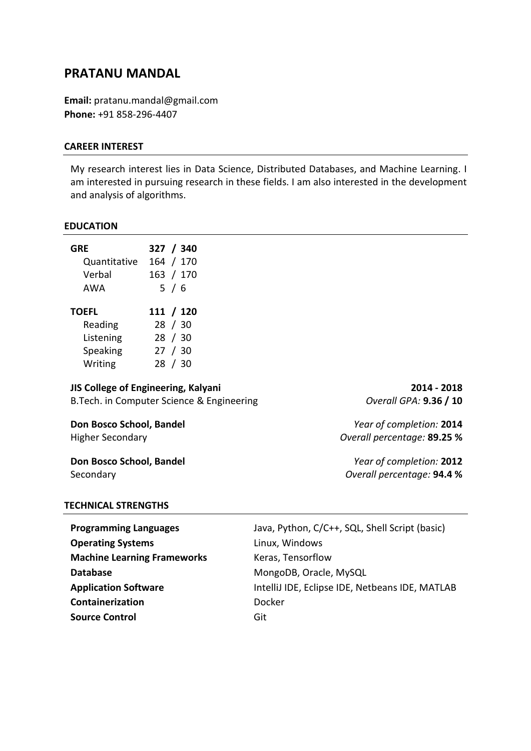# PRATANU MANDAL

**Email:** pratanu.mandal@gmail.com
**Phone:** +91 858-296-4407

## CAREER INTEREST

My research interest lies in Data Science, Distributed Databases, and Machine Learning. I am interested in pursuing research in these fields. I am also interested in the development and analysis of algorithms.

## EDUCATION

| | |
|---|---|
| **GRE** | **327 / 340** |
| Quantitative | 164 / 170 |
| Verbal | 163 / 170 |
| AWA | 5 / 6 |

| | |
|---|---|
| **TOEFL** | **111 / 120** |
| Reading | 28 / 30 |
| Listening | 28 / 30 |
| Speaking | 27 / 30 |
| Writing | 28 / 30 |

**JIS College of Engineering, Kalyani** — **2014 - 2018**
B.Tech. in Computer Science & Engineering — *Overall GPA:* **9.36 / 10**

**Don Bosco School, Bandel** — *Year of completion:* **2014**
Higher Secondary — *Overall percentage:* **89.25 %**

**Don Bosco School, Bandel** — *Year of completion:* **2012**
Secondary — *Overall percentage:* **94.4 %**

## TECHNICAL STRENGTHS

| | |
|---|---|
| **Programming Languages** | Java, Python, C/C++, SQL, Shell Script (basic) |
| **Operating Systems** | Linux, Windows |
| **Machine Learning Frameworks** | Keras, Tensorflow |
| **Database** | MongoDB, Oracle, MySQL |
| **Application Software** | IntelliJ IDE, Eclipse IDE, Netbeans IDE, MATLAB |
| **Containerization** | Docker |
| **Source Control** | Git |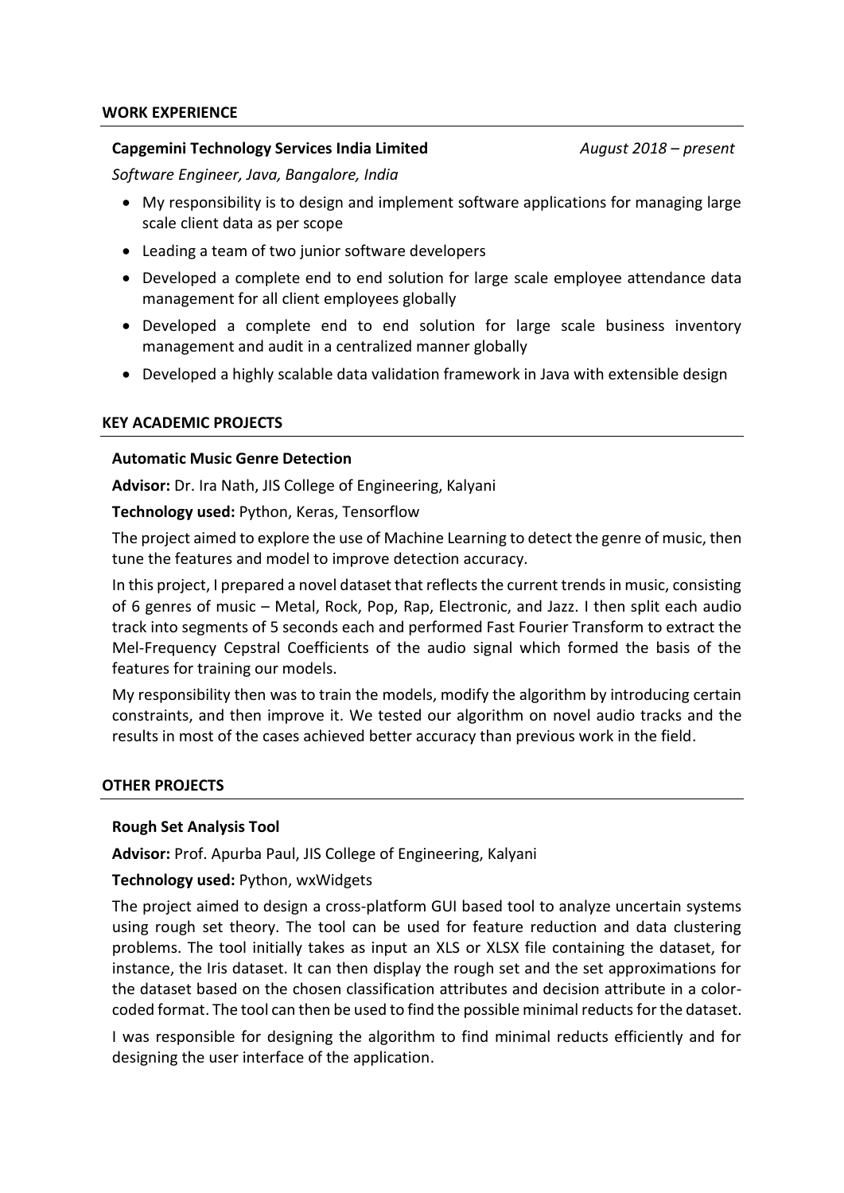## WORK EXPERIENCE

**Capgemini Technology Services India Limited** *August 2018 – present*

*Software Engineer, Java, Bangalore, India*

- My responsibility is to design and implement software applications for managing large scale client data as per scope
- Leading a team of two junior software developers
- Developed a complete end to end solution for large scale employee attendance data management for all client employees globally
- Developed a complete end to end solution for large scale business inventory management and audit in a centralized manner globally
- Developed a highly scalable data validation framework in Java with extensible design

## KEY ACADEMIC PROJECTS

**Automatic Music Genre Detection**

**Advisor:** Dr. Ira Nath, JIS College of Engineering, Kalyani

**Technology used:** Python, Keras, Tensorflow

The project aimed to explore the use of Machine Learning to detect the genre of music, then tune the features and model to improve detection accuracy.

In this project, I prepared a novel dataset that reflects the current trends in music, consisting of 6 genres of music – Metal, Rock, Pop, Rap, Electronic, and Jazz. I then split each audio track into segments of 5 seconds each and performed Fast Fourier Transform to extract the Mel-Frequency Cepstral Coefficients of the audio signal which formed the basis of the features for training our models.

My responsibility then was to train the models, modify the algorithm by introducing certain constraints, and then improve it. We tested our algorithm on novel audio tracks and the results in most of the cases achieved better accuracy than previous work in the field.

## OTHER PROJECTS

**Rough Set Analysis Tool**

**Advisor:** Prof. Apurba Paul, JIS College of Engineering, Kalyani

**Technology used:** Python, wxWidgets

The project aimed to design a cross-platform GUI based tool to analyze uncertain systems using rough set theory. The tool can be used for feature reduction and data clustering problems. The tool initially takes as input an XLS or XLSX file containing the dataset, for instance, the Iris dataset. It can then display the rough set and the set approximations for the dataset based on the chosen classification attributes and decision attribute in a color-coded format. The tool can then be used to find the possible minimal reducts for the dataset.

I was responsible for designing the algorithm to find minimal reducts efficiently and for designing the user interface of the application.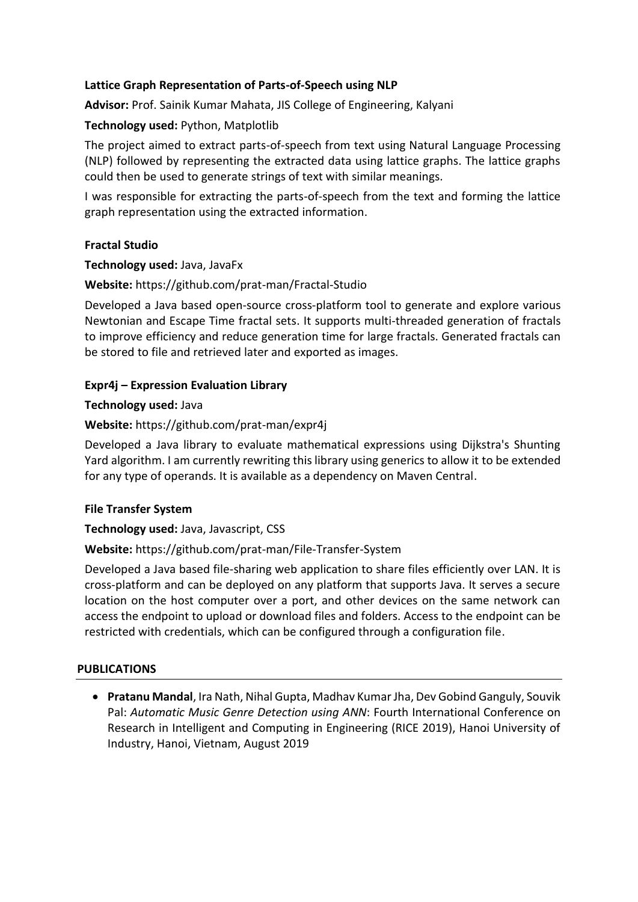**Lattice Graph Representation of Parts-of-Speech using NLP**

**Advisor:** Prof. Sainik Kumar Mahata, JIS College of Engineering, Kalyani

**Technology used:** Python, Matplotlib

The project aimed to extract parts-of-speech from text using Natural Language Processing (NLP) followed by representing the extracted data using lattice graphs. The lattice graphs could then be used to generate strings of text with similar meanings.

I was responsible for extracting the parts-of-speech from the text and forming the lattice graph representation using the extracted information.

**Fractal Studio**

**Technology used:** Java, JavaFx

**Website:** https://github.com/prat-man/Fractal-Studio

Developed a Java based open-source cross-platform tool to generate and explore various Newtonian and Escape Time fractal sets. It supports multi-threaded generation of fractals to improve efficiency and reduce generation time for large fractals. Generated fractals can be stored to file and retrieved later and exported as images.

**Expr4j – Expression Evaluation Library**

**Technology used:** Java

**Website:** https://github.com/prat-man/expr4j

Developed a Java library to evaluate mathematical expressions using Dijkstra's Shunting Yard algorithm. I am currently rewriting this library using generics to allow it to be extended for any type of operands. It is available as a dependency on Maven Central.

**File Transfer System**

**Technology used:** Java, Javascript, CSS

**Website:** https://github.com/prat-man/File-Transfer-System

Developed a Java based file-sharing web application to share files efficiently over LAN. It is cross-platform and can be deployed on any platform that supports Java. It serves a secure location on the host computer over a port, and other devices on the same network can access the endpoint to upload or download files and folders. Access to the endpoint can be restricted with credentials, which can be configured through a configuration file.

## PUBLICATIONS

- **Pratanu Mandal**, Ira Nath, Nihal Gupta, Madhav Kumar Jha, Dev Gobind Ganguly, Souvik Pal: *Automatic Music Genre Detection using ANN*: Fourth International Conference on Research in Intelligent and Computing in Engineering (RICE 2019), Hanoi University of Industry, Hanoi, Vietnam, August 2019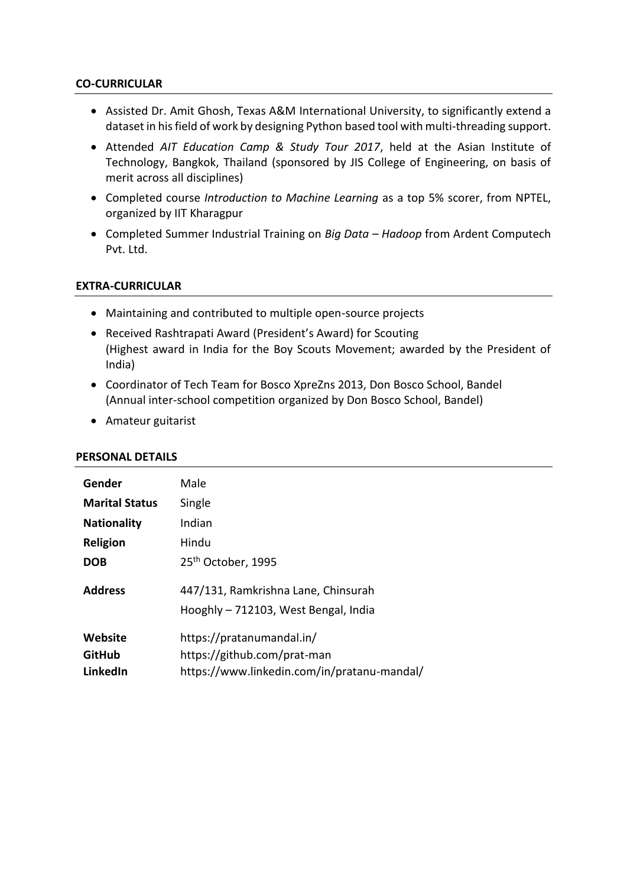## CO-CURRICULAR

- Assisted Dr. Amit Ghosh, Texas A&M International University, to significantly extend a dataset in his field of work by designing Python based tool with multi-threading support.
- Attended *AIT Education Camp & Study Tour 2017*, held at the Asian Institute of Technology, Bangkok, Thailand (sponsored by JIS College of Engineering, on basis of merit across all disciplines)
- Completed course *Introduction to Machine Learning* as a top 5% scorer, from NPTEL, organized by IIT Kharagpur
- Completed Summer Industrial Training on *Big Data – Hadoop* from Ardent Computech Pvt. Ltd.

## EXTRA-CURRICULAR

- Maintaining and contributed to multiple open-source projects
- Received Rashtrapati Award (President's Award) for Scouting
  (Highest award in India for the Boy Scouts Movement; awarded by the President of India)
- Coordinator of Tech Team for Bosco XpreZns 2013, Don Bosco School, Bandel
  (Annual inter-school competition organized by Don Bosco School, Bandel)
- Amateur guitarist

## PERSONAL DETAILS

| | |
|---|---|
| **Gender** | Male |
| **Marital Status** | Single |
| **Nationality** | Indian |
| **Religion** | Hindu |
| **DOB** | 25th October, 1995 |
| **Address** | 447/131, Ramkrishna Lane, Chinsurah<br>Hooghly – 712103, West Bengal, India |
| **Website** | https://pratanumandal.in/ |
| **GitHub** | https://github.com/prat-man |
| **LinkedIn** | https://www.linkedin.com/in/pratanu-mandal/ |